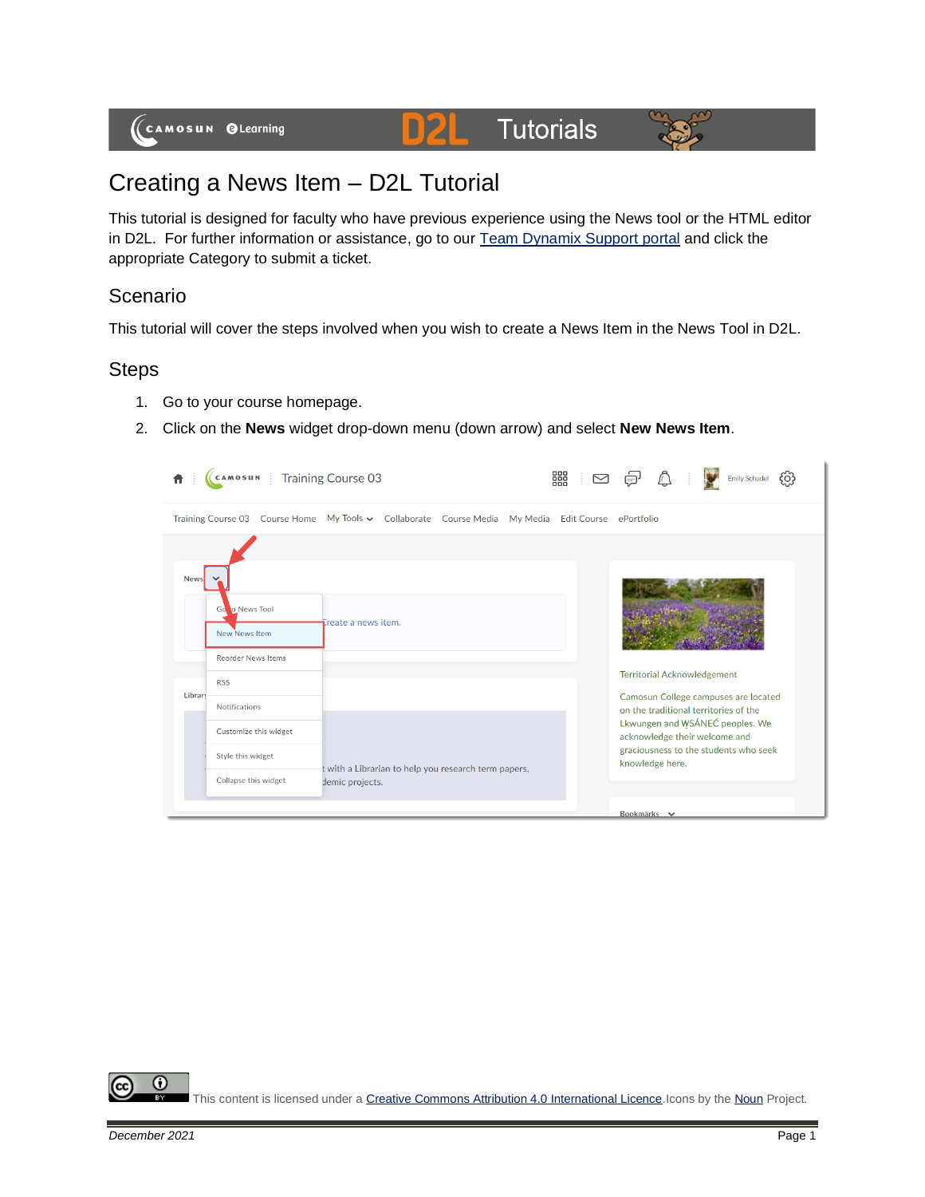# Creating a News Item – D2L Tutorial

This tutorial is designed for faculty who have previous experience using the News tool or the HTML editor in D2L. For further information or assistance, go to our Team Dynamix Support portal and click the appropriate Category to submit a ticket.

## Scenario

This tutorial will cover the steps involved when you wish to create a News Item in the News Tool in D2L.

## Steps

1. Go to your course homepage.
2. Click on the **News** widget drop-down menu (down arrow) and select **New News Item**.

This content is licensed under a Creative Commons Attribution 4.0 International Licence. Icons by the Noun Project.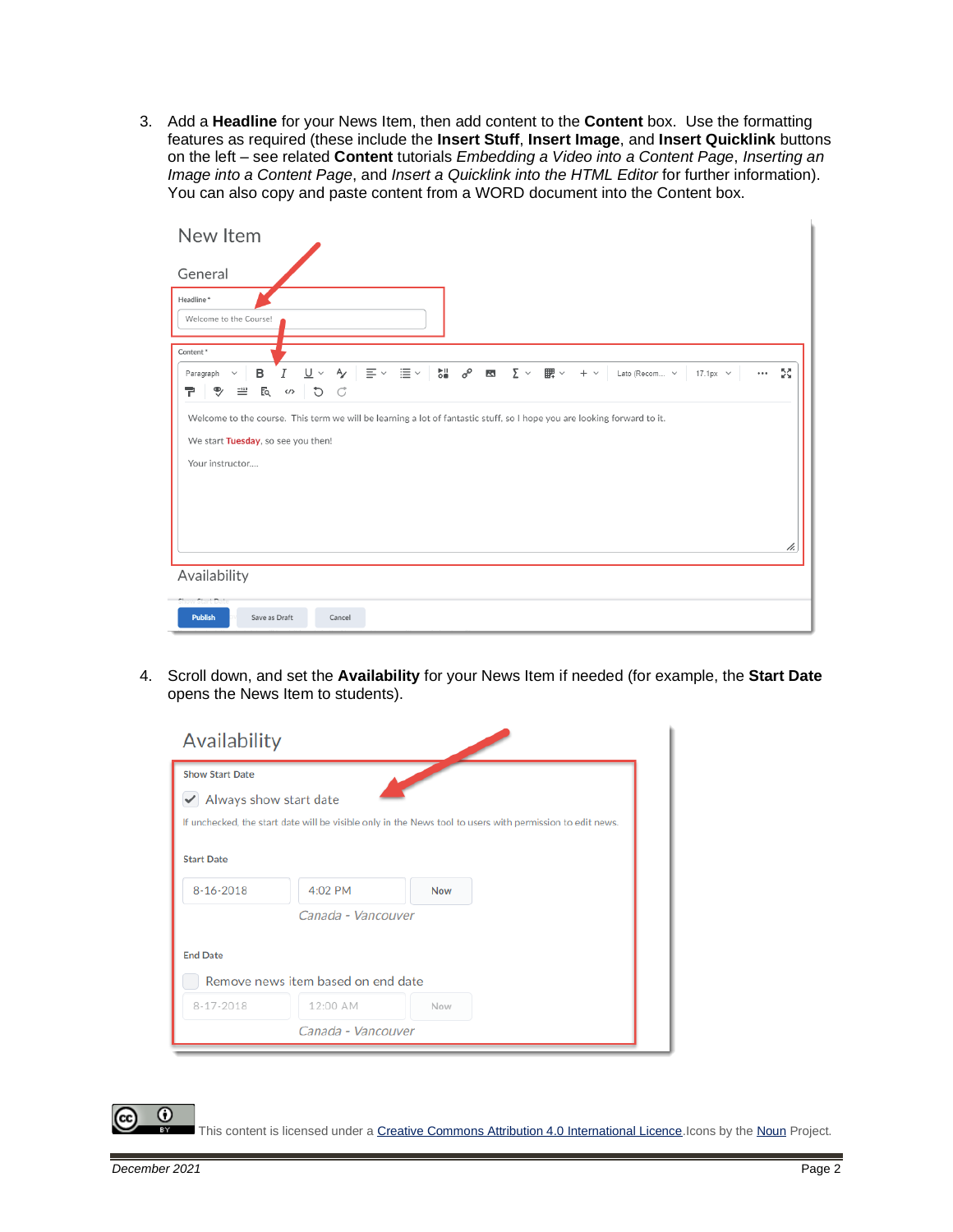3. Add a **Headline** for your News Item, then add content to the **Content** box. Use the formatting features as required (these include the **Insert Stuff**, **Insert Image**, and **Insert Quicklink** buttons on the left – see related **Content** tutorials *Embedding a Video into a Content Page*, *Inserting an Image into a Content Page*, and *Insert a Quicklink into the HTML Editor* for further information). You can also copy and paste content from a WORD document into the Content box.

4. Scroll down, and set the **Availability** for your News Item if needed (for example, the **Start Date** opens the News Item to students).

This content is licensed under a Creative Commons Attribution 4.0 International Licence. Icons by the Noun Project.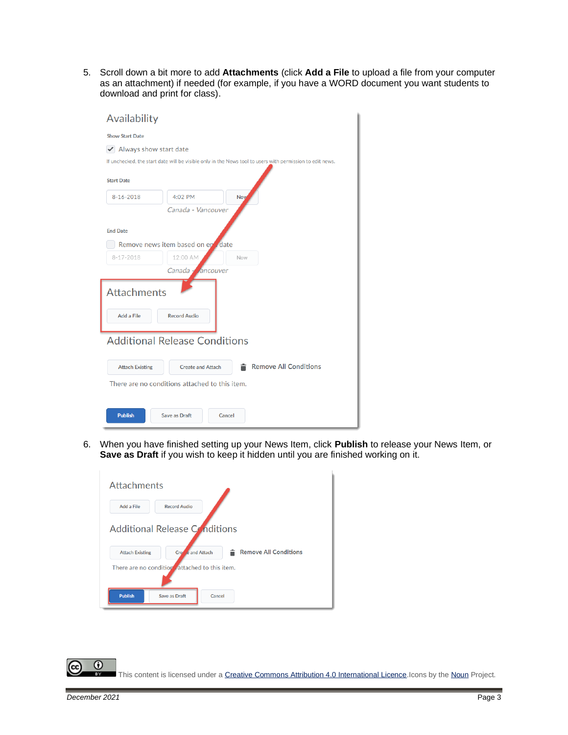5. Scroll down a bit more to add **Attachments** (click **Add a File** to upload a file from your computer as an attachment) if needed (for example, if you have a WORD document you want students to download and print for class).

6. When you have finished setting up your News Item, click **Publish** to release your News Item, or **Save as Draft** if you wish to keep it hidden until you are finished working on it.

This content is licensed under a Creative Commons Attribution 4.0 International Licence. Icons by the Noun Project.

*December 2021*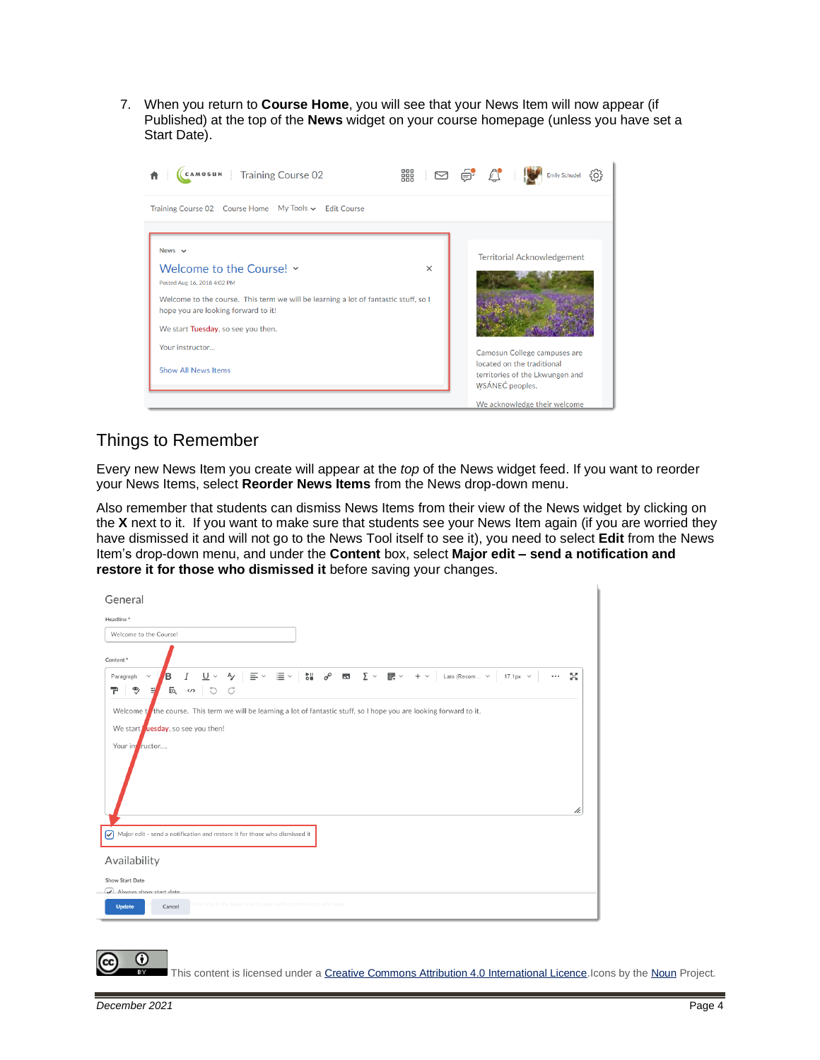7. When you return to **Course Home**, you will see that your News Item will now appear (if Published) at the top of the **News** widget on your course homepage (unless you have set a Start Date).

## Things to Remember

Every new News Item you create will appear at the *top* of the News widget feed. If you want to reorder your News Items, select **Reorder News Items** from the News drop-down menu.

Also remember that students can dismiss News Items from their view of the News widget by clicking on the **X** next to it. If you want to make sure that students see your News Item again (if you are worried they have dismissed it and will not go to the News Tool itself to see it), you need to select **Edit** from the News Item's drop-down menu, and under the **Content** box, select **Major edit – send a notification and restore it for those who dismissed it** before saving your changes.

This content is licensed under a Creative Commons Attribution 4.0 International Licence. Icons by the Noun Project.